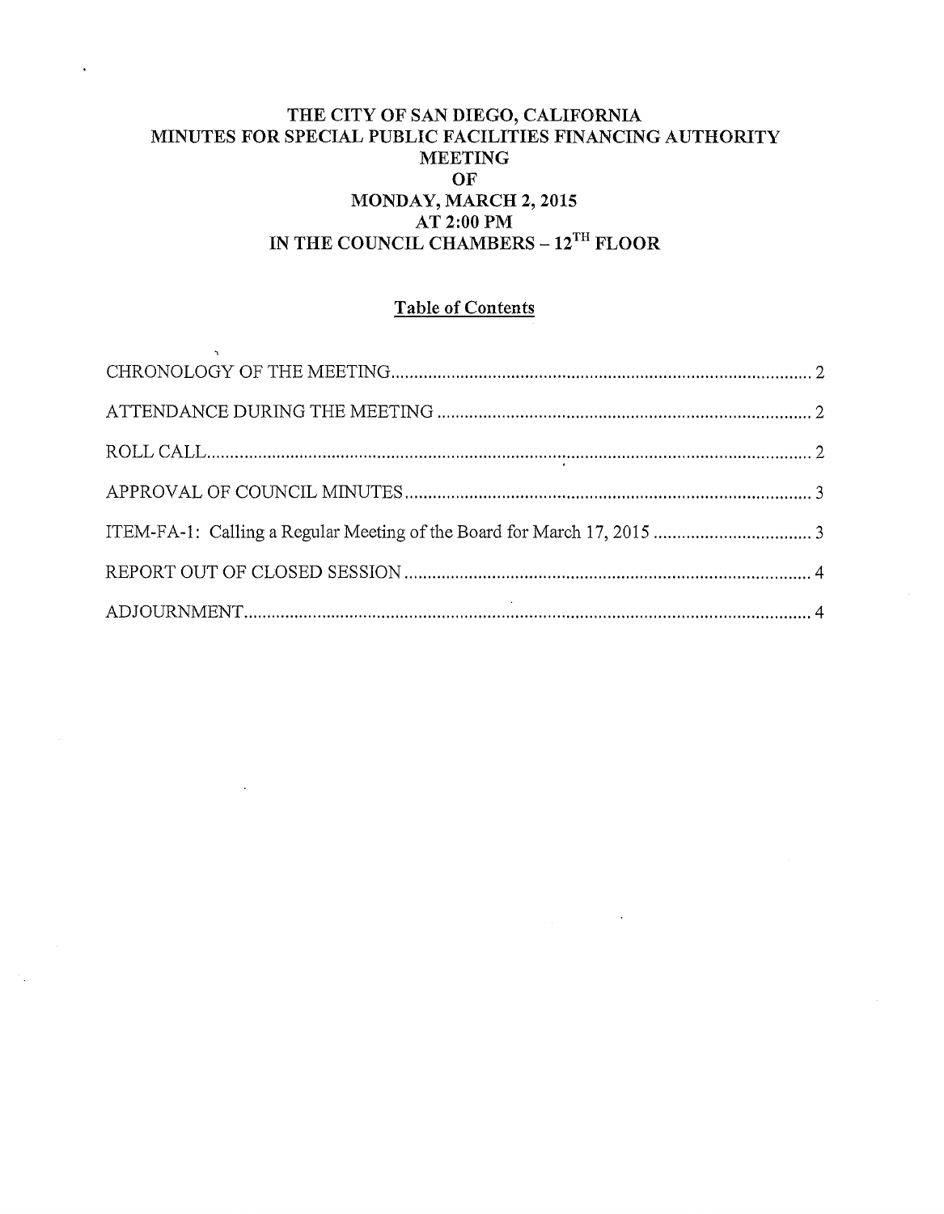# THE CITY OF SAN DIEGO, CALIFORNIA
# MINUTES FOR SPECIAL PUBLIC FACILITIES FINANCING AUTHORITY MEETING
# OF
# MONDAY, MARCH 2, 2015
# AT 2:00 PM
# IN THE COUNCIL CHAMBERS – 12TH FLOOR

## Table of Contents

| | |
|---|---|
| CHRONOLOGY OF THE MEETING | 2 |
| ATTENDANCE DURING THE MEETING | 2 |
| ROLL CALL | 2 |
| APPROVAL OF COUNCIL MINUTES | 3 |
| ITEM-FA-1: Calling a Regular Meeting of the Board for March 17, 2015 | 3 |
| REPORT OUT OF CLOSED SESSION | 4 |
| ADJOURNMENT | 4 |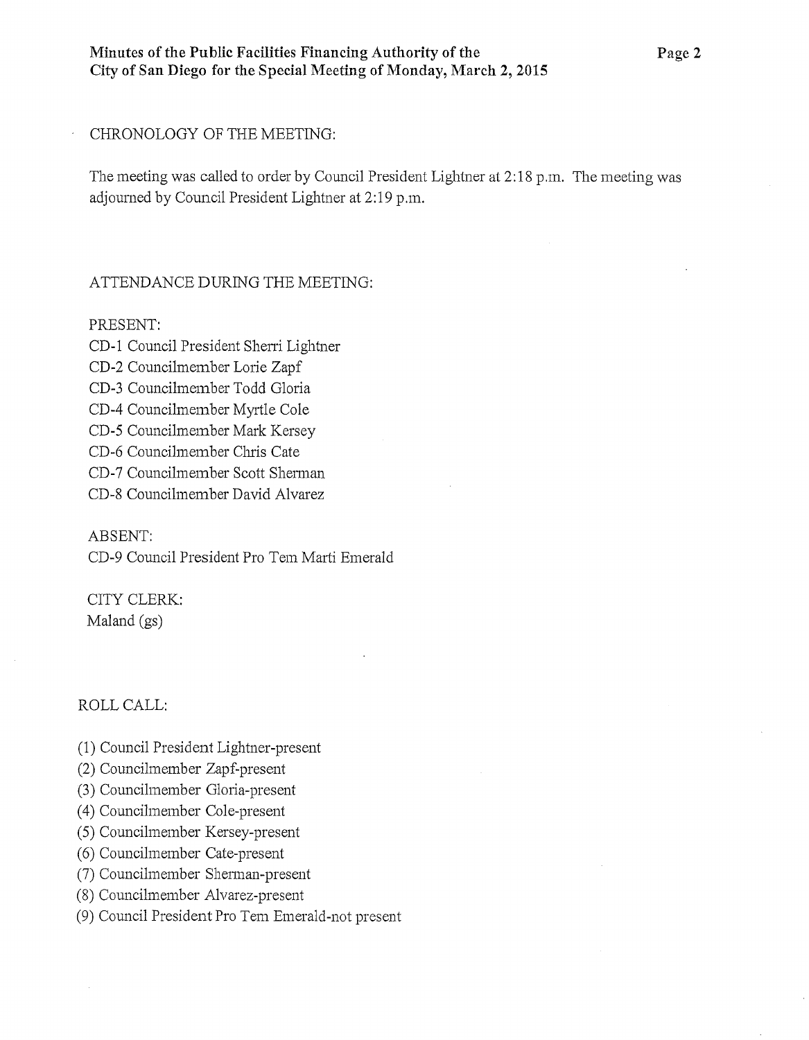CHRONOLOGY OF THE MEETING:

The meeting was called to order by Council President Lightner at 2:18 p.m. The meeting was adjourned by Council President Lightner at 2:19 p.m.

ATTENDANCE DURING THE MEETING:

PRESENT:
CD-1 Council President Sherri Lightner
CD-2 Councilmember Lorie Zapf
CD-3 Councilmember Todd Gloria
CD-4 Councilmember Myrtle Cole
CD-5 Councilmember Mark Kersey
CD-6 Councilmember Chris Cate
CD-7 Councilmember Scott Sherman
CD-8 Councilmember David Alvarez

ABSENT:
CD-9 Council President Pro Tem Marti Emerald

CITY CLERK:
Maland (gs)

ROLL CALL:

(1) Council President Lightner-present
(2) Councilmember Zapf-present
(3) Councilmember Gloria-present
(4) Councilmember Cole-present
(5) Councilmember Kersey-present
(6) Councilmember Cate-present
(7) Councilmember Sherman-present
(8) Councilmember Alvarez-present
(9) Council President Pro Tem Emerald-not present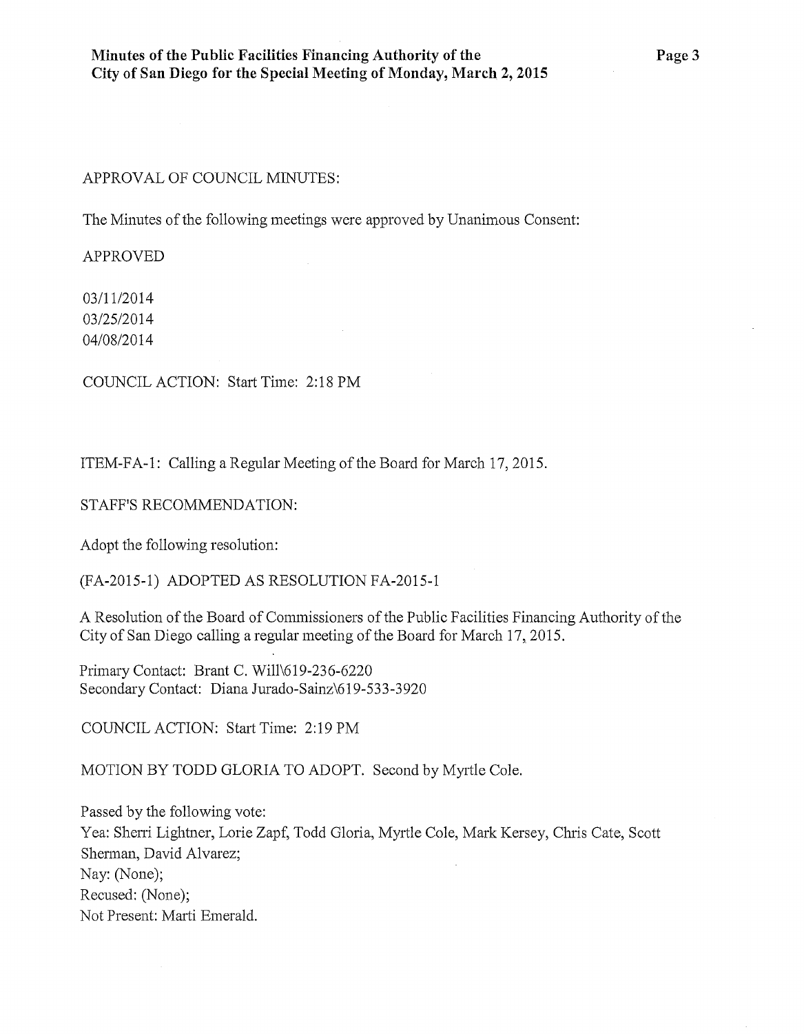APPROVAL OF COUNCIL MINUTES:

The Minutes of the following meetings were approved by Unanimous Consent:

APPROVED

03/11/2014
03/25/2014
04/08/2014

COUNCIL ACTION: Start Time: 2:18 PM

ITEM-FA-1: Calling a Regular Meeting of the Board for March 17, 2015.

STAFF'S RECOMMENDATION:

Adopt the following resolution:

(FA-2015-1) ADOPTED AS RESOLUTION FA-2015-1

A Resolution of the Board of Commissioners of the Public Facilities Financing Authority of the City of San Diego calling a regular meeting of the Board for March 17, 2015.

Primary Contact: Brant C. Will\619-236-6220
Secondary Contact: Diana Jurado-Sainz\619-533-3920

COUNCIL ACTION: Start Time: 2:19 PM

MOTION BY TODD GLORIA TO ADOPT. Second by Myrtle Cole.

Passed by the following vote:
Yea: Sherri Lightner, Lorie Zapf, Todd Gloria, Myrtle Cole, Mark Kersey, Chris Cate, Scott Sherman, David Alvarez;
Nay: (None);
Recused: (None);
Not Present: Marti Emerald.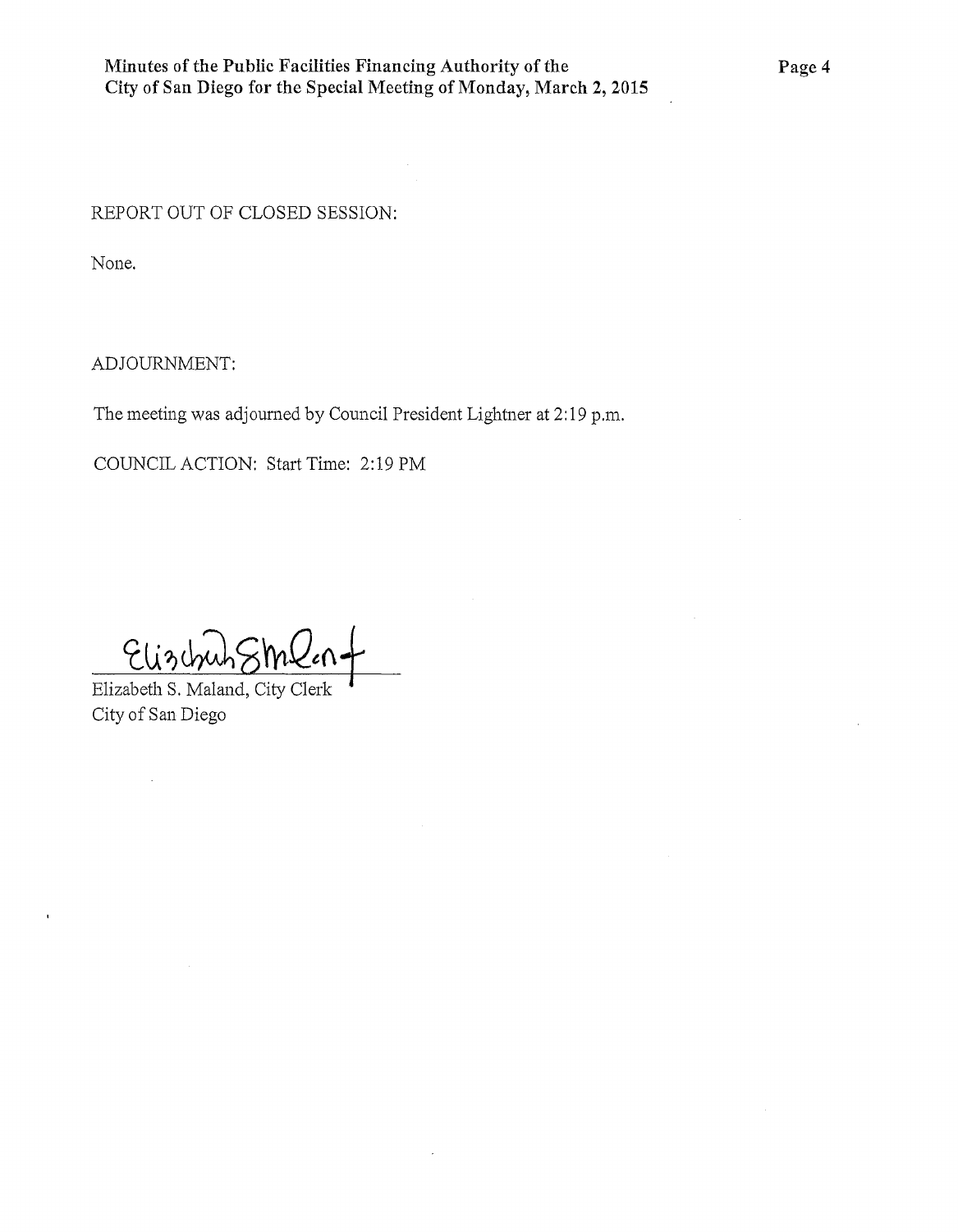REPORT OUT OF CLOSED SESSION:

None.

ADJOURNMENT:

The meeting was adjourned by Council President Lightner at 2:19 p.m.

COUNCIL ACTION: Start Time: 2:19 PM

Elizabeth S. Maland, City Clerk
City of San Diego